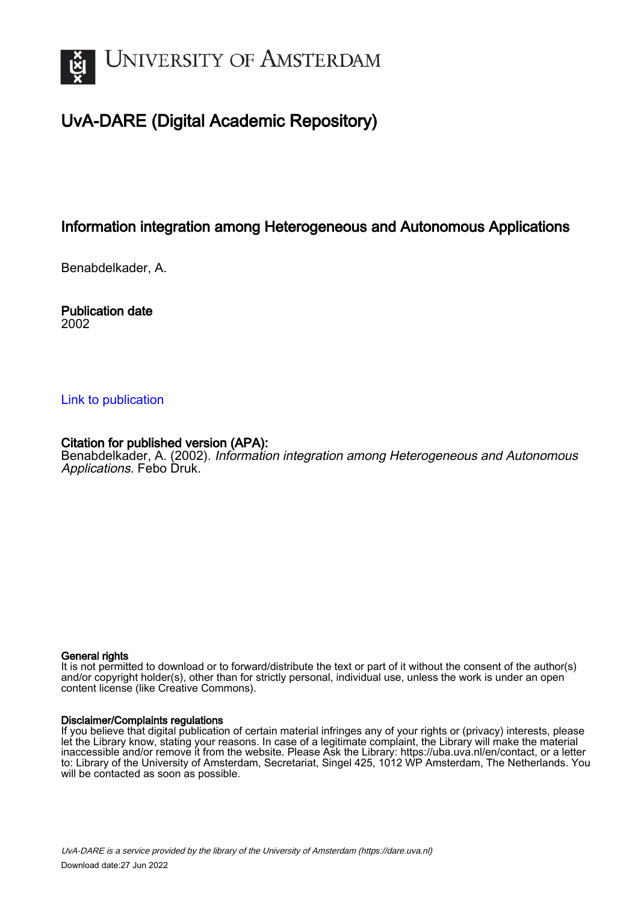# UvA-DARE (Digital Academic Repository)

## Information integration among Heterogeneous and Autonomous Applications

Benabdelkader, A.

**Publication date**
2002

Link to publication

**Citation for published version (APA):**
Benabdelkader, A. (2002). *Information integration among Heterogeneous and Autonomous Applications*. Febo Druk.

**General rights**
It is not permitted to download or to forward/distribute the text or part of it without the consent of the author(s) and/or copyright holder(s), other than for strictly personal, individual use, unless the work is under an open content license (like Creative Commons).

**Disclaimer/Complaints regulations**
If you believe that digital publication of certain material infringes any of your rights or (privacy) interests, please let the Library know, stating your reasons. In case of a legitimate complaint, the Library will make the material inaccessible and/or remove it from the website. Please Ask the Library: https://uba.uva.nl/en/contact, or a letter to: Library of the University of Amsterdam, Secretariat, Singel 425, 1012 WP Amsterdam, The Netherlands. You will be contacted as soon as possible.

*UvA-DARE is a service provided by the library of the University of Amsterdam (https://dare.uva.nl)*
Download date:27 Jun 2022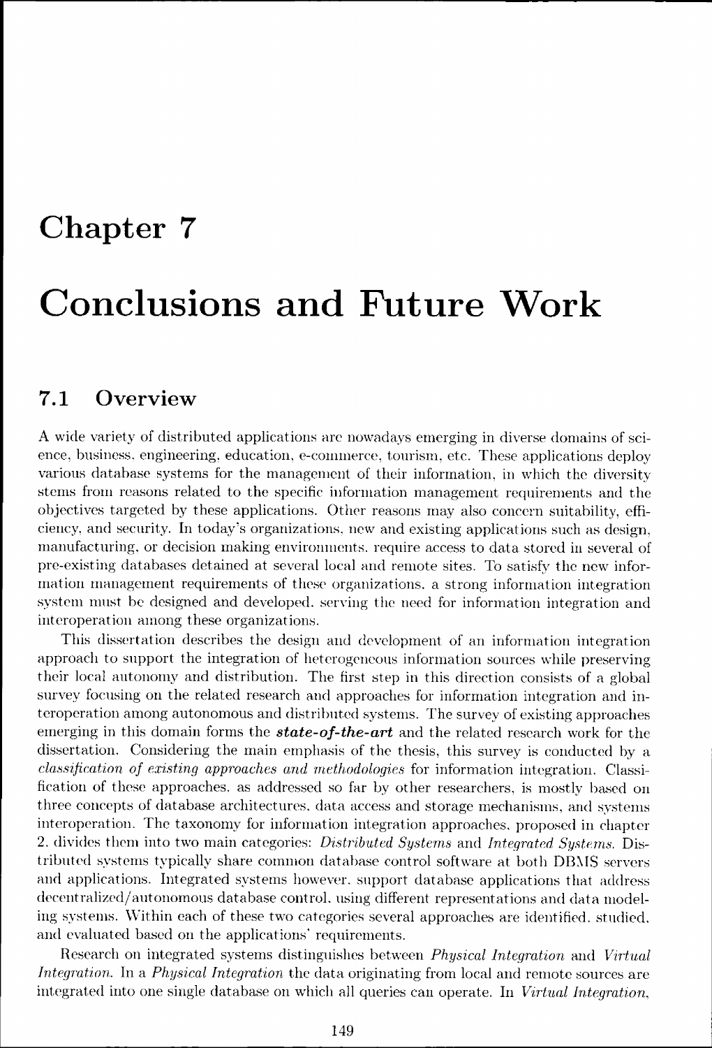# Chapter 7

# Conclusions and Future Work

## 7.1 Overview

A wide variety of distributed applications are nowadays emerging in diverse domains of science, business, engineering, education, e-commerce, tourism, etc. These applications deploy various database systems for the management of their information, in which the diversity stems from reasons related to the specific information management requirements and the objectives targeted by these applications. Other reasons may also concern suitability, efficiency, and security. In today's organizations, new and existing applications such as design, manufacturing, or decision making environments, require access to data stored in several of pre-existing databases detained at several local and remote sites. To satisfy the new information management requirements of these organizations, a strong information integration system must be designed and developed, serving the need for information integration and interoperation among these organizations.

This dissertation describes the design and development of an information integration approach to support the integration of heterogeneous information sources while preserving their local autonomy and distribution. The first step in this direction consists of a global survey focusing on the related research and approaches for information integration and interoperation among autonomous and distributed systems. The survey of existing approaches emerging in this domain forms the ***state-of-the-art*** and the related research work for the dissertation. Considering the main emphasis of the thesis, this survey is conducted by a *classification of existing approaches and methodologies* for information integration. Classification of these approaches, as addressed so far by other researchers, is mostly based on three concepts of database architectures, data access and storage mechanisms, and systems interoperation. The taxonomy for information integration approaches, proposed in chapter 2, divides them into two main categories: *Distributed Systems* and *Integrated Systems*. Distributed systems typically share common database control software at both DBMS servers and applications. Integrated systems however, support database applications that address decentralized/autonomous database control, using different representations and data modeling systems. Within each of these two categories several approaches are identified, studied, and evaluated based on the applications' requirements.

Research on integrated systems distinguishes between *Physical Integration* and *Virtual Integration*. In a *Physical Integration* the data originating from local and remote sources are integrated into one single database on which all queries can operate. In *Virtual Integration*,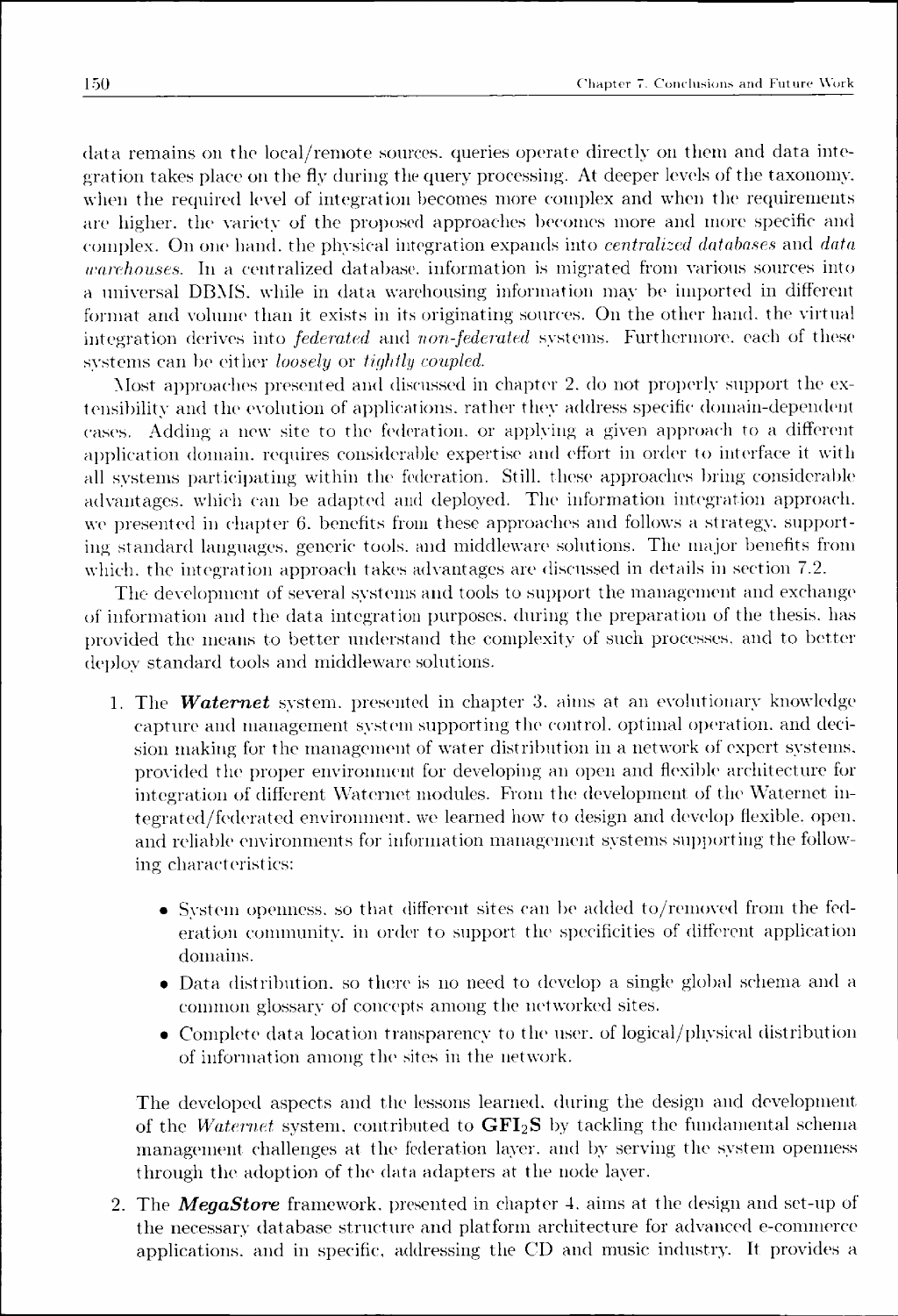data remains on the local/remote sources, queries operate directly on them and data integration takes place on the fly during the query processing. At deeper levels of the taxonomy, when the required level of integration becomes more complex and when the requirements are higher, the variety of the proposed approaches becomes more and more specific and complex. On one hand, the physical integration expands into *centralized databases* and *data warehouses*. In a centralized database, information is migrated from various sources into a universal DBMS, while in data warehousing information may be imported in different format and volume than it exists in its originating sources. On the other hand, the virtual integration derives into *federated* and *non-federated* systems. Furthermore, each of these systems can be either *loosely* or *tightly coupled*.

Most approaches presented and discussed in chapter 2, do not properly support the extensibility and the evolution of applications, rather they address specific domain-dependent cases. Adding a new site to the federation, or applying a given approach to a different application domain, requires considerable expertise and effort in order to interface it with all systems participating within the federation. Still, these approaches bring considerable advantages, which can be adapted and deployed. The information integration approach, we presented in chapter 6, benefits from these approaches and follows a strategy, supporting standard languages, generic tools, and middleware solutions. The major benefits from which, the integration approach takes advantages are discussed in details in section 7.2.

The development of several systems and tools to support the management and exchange of information and the data integration purposes, during the preparation of the thesis, has provided the means to better understand the complexity of such processes, and to better deploy standard tools and middleware solutions.

1. The ***Waternet*** system, presented in chapter 3, aims at an evolutionary knowledge capture and management system supporting the control, optimal operation, and decision making for the management of water distribution in a network of expert systems, provided the proper environment for developing an open and flexible architecture for integration of different Waternet modules. From the development of the Waternet integrated/federated environment, we learned how to design and develop flexible, open, and reliable environments for information management systems supporting the following characteristics:

   - System openness, so that different sites can be added to/removed from the federation community, in order to support the specificities of different application domains.
   - Data distribution, so there is no need to develop a single global schema and a common glossary of concepts among the networked sites.
   - Complete data location transparency to the user, of logical/physical distribution of information among the sites in the network.

   The developed aspects and the lessons learned, during the design and development of the *Waternet* system, contributed to $\mathbf{GFI_2S}$ by tackling the fundamental schema management challenges at the federation layer, and by serving the system openness through the adoption of the data adapters at the node layer.

2. The ***MegaStore*** framework, presented in chapter 4, aims at the design and set-up of the necessary database structure and platform architecture for advanced e-commerce applications, and in specific, addressing the CD and music industry. It provides a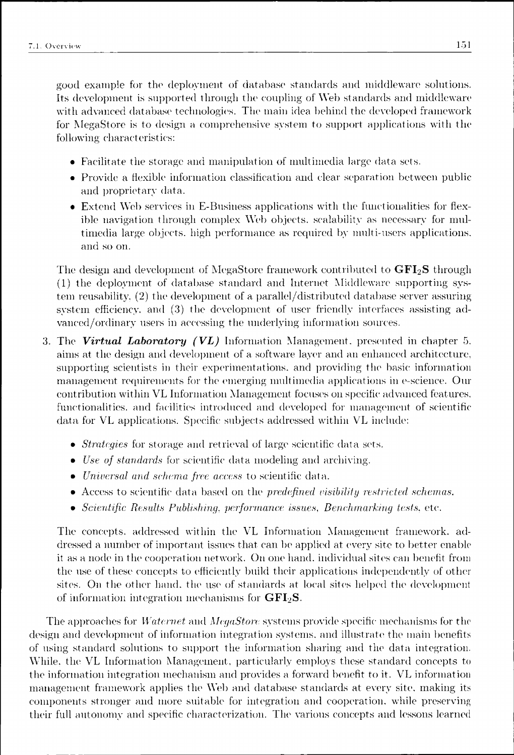good example for the deployment of database standards and middleware solutions. Its development is supported through the coupling of Web standards and middleware with advanced database technologies. The main idea behind the developed framework for MegaStore is to design a comprehensive system to support applications with the following characteristics:

- Facilitate the storage and manipulation of multimedia large data sets.
- Provide a flexible information classification and clear separation between public and proprietary data.
- Extend Web services in E-Business applications with the functionalities for flexible navigation through complex Web objects, scalability as necessary for multimedia large objects, high performance as required by multi-users applications, and so on.

The design and development of MegaStore framework contributed to **$GFI_2S$** through (1) the deployment of database standard and Internet Middleware supporting system reusability, (2) the development of a parallel/distributed database server assuring system efficiency, and (3) the development of user friendly interfaces assisting advanced/ordinary users in accessing the underlying information sources.

3. The ***Virtual Laboratory (VL)*** Information Management, presented in chapter 5, aims at the design and development of a software layer and an enhanced architecture, supporting scientists in their experimentations, and providing the basic information management requirements for the emerging multimedia applications in e-science. Our contribution within VL Information Management focuses on specific advanced features, functionalities, and facilities introduced and developed for management of scientific data for VL applications. Specific subjects addressed within VL include:

   - *Strategies* for storage and retrieval of large scientific data sets.
   - *Use of standards* for scientific data modeling and archiving.
   - *Universal and schema free access* to scientific data.
   - Access to scientific data based on the *predefined visibility restricted schemas.*
   - *Scientific Results Publishing, performance issues, Benchmarking tests*, etc.

   The concepts, addressed within the VL Information Management framework, addressed a number of important issues that can be applied at every site to better enable it as a node in the cooperation network. On one hand, individual sites can benefit from the use of these concepts to efficiently build their applications independently of other sites. On the other hand, the use of standards at local sites helped the development of information integration mechanisms for **$GFI_2S$**.

The approaches for *Waternet* and *MegaStore* systems provide specific mechanisms for the design and development of information integration systems, and illustrate the main benefits of using standard solutions to support the information sharing and the data integration. While, the VL Information Management, particularly employs these standard concepts to the information integration mechanism and provides a forward benefit to it. VL information management framework applies the Web and database standards at every site, making its components stronger and more suitable for integration and cooperation, while preserving their full autonomy and specific characterization. The various concepts and lessons learned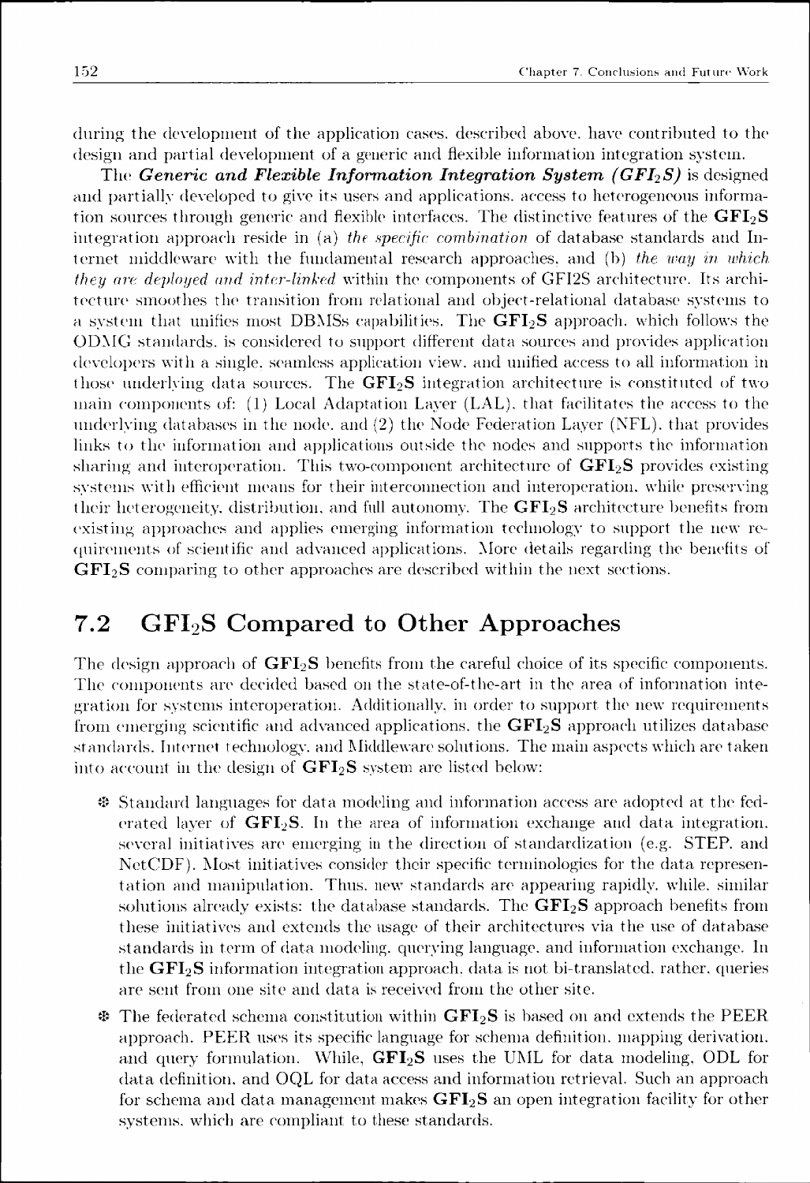during the development of the application cases, described above, have contributed to the design and partial development of a generic and flexible information integration system.

The ***Generic and Flexible Information Integration System (GFI$_2$S)*** is designed and partially developed to give its users and applications, access to heterogeneous information sources through generic and flexible interfaces. The distinctive features of the **GFI$_2$S** integration approach reside in (a) *the specific combination* of database standards and Internet middleware with the fundamental research approaches, and (b) *the way in which they are deployed and inter-linked* within the components of GFI2S architecture. Its architecture smoothes the transition from relational and object-relational database systems to a system that unifies most DBMSs capabilities. The **GFI$_2$S** approach, which follows the ODMG standards, is considered to support different data sources and provides application developers with a single, seamless application view, and unified access to all information in those underlying data sources. The **GFI$_2$S** integration architecture is constituted of two main components of: (1) Local Adaptation Layer (LAL), that facilitates the access to the underlying databases in the node, and (2) the Node Federation Layer (NFL), that provides links to the information and applications outside the nodes and supports the information sharing and interoperation. This two-component architecture of **GFI$_2$S** provides existing systems with efficient means for their interconnection and interoperation, while preserving their heterogeneity, distribution, and full autonomy. The **GFI$_2$S** architecture benefits from existing approaches and applies emerging information technology to support the new requirements of scientific and advanced applications. More details regarding the benefits of **GFI$_2$S** comparing to other approaches are described within the next sections.

## 7.2 GFI$_2$S Compared to Other Approaches

The design approach of **GFI$_2$S** benefits from the careful choice of its specific components. The components are decided based on the state-of-the-art in the area of information integration for systems interoperation. Additionally, in order to support the new requirements from emerging scientific and advanced applications, the **GFI$_2$S** approach utilizes database standards, Internet technology, and Middleware solutions. The main aspects which are taken into account in the design of **GFI$_2$S** system are listed below:

- Standard languages for data modeling and information access are adopted at the federated layer of **GFI$_2$S**. In the area of information exchange and data integration, several initiatives are emerging in the direction of standardization (e.g. STEP, and NetCDF). Most initiatives consider their specific terminologies for the data representation and manipulation. Thus, new standards are appearing rapidly, while, similar solutions already exists: the database standards. The **GFI$_2$S** approach benefits from these initiatives and extends the usage of their architectures via the use of database standards in term of data modeling, querying language, and information exchange. In the **GFI$_2$S** information integration approach, data is not bi-translated, rather, queries are sent from one site and data is received from the other site.

- The federated schema constitution within **GFI$_2$S** is based on and extends the PEER approach. PEER uses its specific language for schema definition, mapping derivation, and query formulation. While, **GFI$_2$S** uses the UML for data modeling, ODL for data definition, and OQL for data access and information retrieval. Such an approach for schema and data management makes **GFI$_2$S** an open integration facility for other systems, which are compliant to these standards.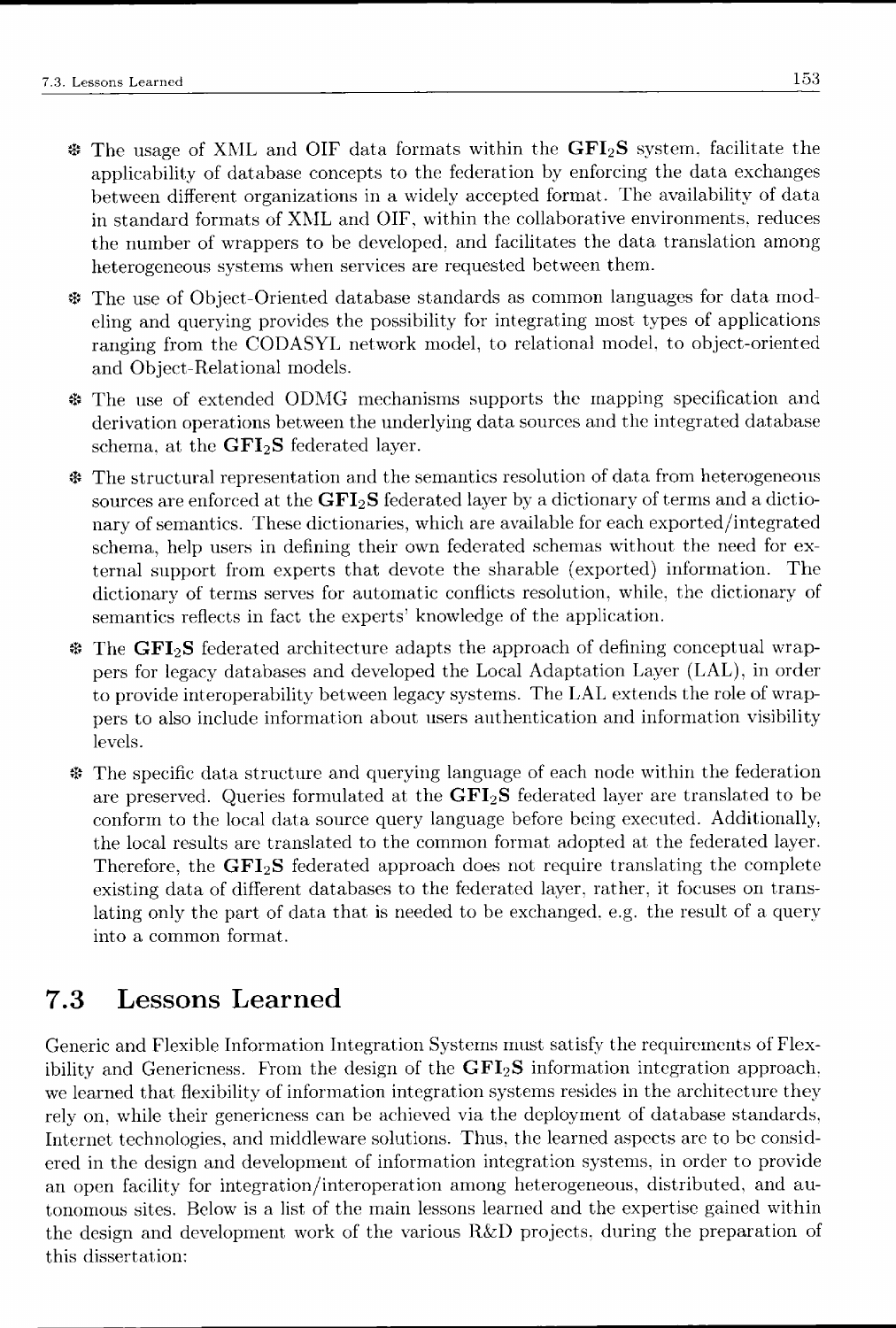- The usage of XML and OIF data formats within the **GFI$_2$S** system, facilitate the applicability of database concepts to the federation by enforcing the data exchanges between different organizations in a widely accepted format. The availability of data in standard formats of XML and OIF, within the collaborative environments, reduces the number of wrappers to be developed, and facilitates the data translation among heterogeneous systems when services are requested between them.

- The use of Object-Oriented database standards as common languages for data modeling and querying provides the possibility for integrating most types of applications ranging from the CODASYL network model, to relational model, to object-oriented and Object-Relational models.

- The use of extended ODMG mechanisms supports the mapping specification and derivation operations between the underlying data sources and the integrated database schema, at the **GFI$_2$S** federated layer.

- The structural representation and the semantics resolution of data from heterogeneous sources are enforced at the **GFI$_2$S** federated layer by a dictionary of terms and a dictionary of semantics. These dictionaries, which are available for each exported/integrated schema, help users in defining their own federated schemas without the need for external support from experts that devote the sharable (exported) information. The dictionary of terms serves for automatic conflicts resolution, while, the dictionary of semantics reflects in fact the experts' knowledge of the application.

- The **GFI$_2$S** federated architecture adapts the approach of defining conceptual wrappers for legacy databases and developed the Local Adaptation Layer (LAL), in order to provide interoperability between legacy systems. The LAL extends the role of wrappers to also include information about users authentication and information visibility levels.

- The specific data structure and querying language of each node within the federation are preserved. Queries formulated at the **GFI$_2$S** federated layer are translated to be conform to the local data source query language before being executed. Additionally, the local results are translated to the common format adopted at the federated layer. Therefore, the **GFI$_2$S** federated approach does not require translating the complete existing data of different databases to the federated layer, rather, it focuses on translating only the part of data that is needed to be exchanged, e.g. the result of a query into a common format.

## 7.3 Lessons Learned

Generic and Flexible Information Integration Systems must satisfy the requirements of Flexibility and Genericness. From the design of the **GFI$_2$S** information integration approach, we learned that flexibility of information integration systems resides in the architecture they rely on, while their genericness can be achieved via the deployment of database standards, Internet technologies, and middleware solutions. Thus, the learned aspects are to be considered in the design and development of information integration systems, in order to provide an open facility for integration/interoperation among heterogeneous, distributed, and autonomous sites. Below is a list of the main lessons learned and the expertise gained within the design and development work of the various R&D projects, during the preparation of this dissertation: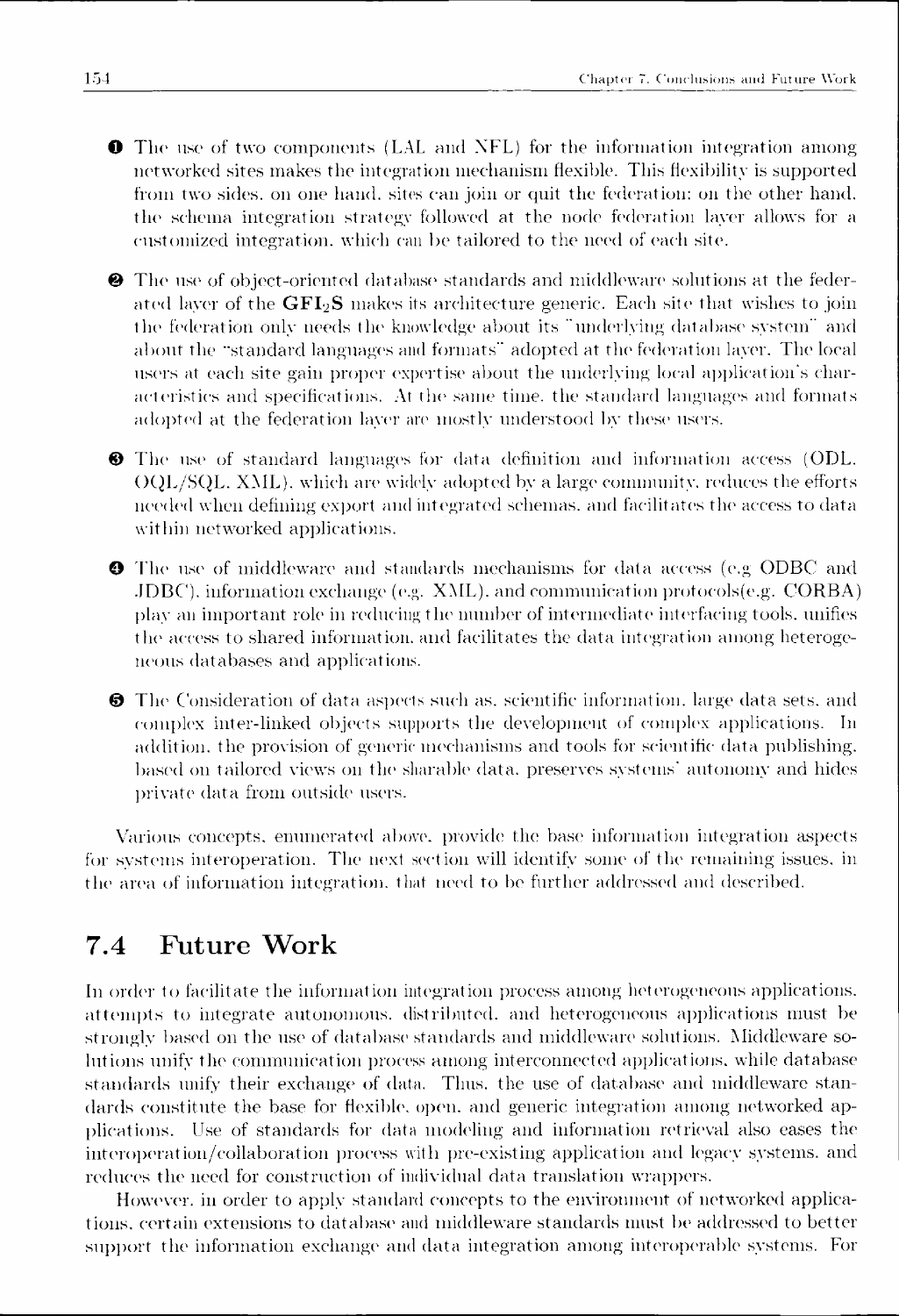❶ The use of two components (LAL and NFL) for the information integration among networked sites makes the integration mechanism flexible. This flexibility is supported from two sides. on one hand. sites can join or quit the federation: on the other hand. the schema integration strategy followed at the node federation layer allows for a customized integration. which can be tailored to the need of each site.

❷ The use of object-oriented database standards and middleware solutions at the federated layer of the **GFI$_2$S** makes its architecture generic. Each site that wishes to join the federation only needs the knowledge about its "underlying database system" and about the "standard languages and formats" adopted at the federation layer. The local users at each site gain proper expertise about the underlying local application's characteristics and specifications. At the same time. the standard languages and formats adopted at the federation layer are mostly understood by these users.

❸ The use of standard languages for data definition and information access (ODL. OQL/SQL. XML). which are widely adopted by a large community. reduces the efforts needed when defining export and integrated schemas. and facilitates the access to data within networked applications.

❹ The use of middleware and standards mechanisms for data access (e.g ODBC and JDBC). information exchange (e.g. XML). and communication protocols(e.g. CORBA) play an important role in reducing the number of intermediate interfacing tools. unifies the access to shared information. and facilitates the data integration among heterogeneous databases and applications.

❺ The Consideration of data aspects such as. scientific information. large data sets. and complex inter-linked objects supports the development of complex applications. In addition. the provision of generic mechanisms and tools for scientific data publishing. based on tailored views on the sharable data. preserves systems' autonomy and hides private data from outside users.

Various concepts. enumerated above. provide the base information integration aspects for systems interoperation. The next section will identify some of the remaining issues. in the area of information integration. that need to be further addressed and described.

## 7.4 Future Work

In order to facilitate the information integration process among heterogeneous applications. attempts to integrate autonomous. distributed. and heterogeneous applications must be strongly based on the use of database standards and middleware solutions. Middleware solutions unify the communication process among interconnected applications. while database standards unify their exchange of data. Thus. the use of database and middleware standards constitute the base for flexible. open. and generic integration among networked applications. Use of standards for data modeling and information retrieval also eases the interoperation/collaboration process with pre-existing application and legacy systems. and reduces the need for construction of individual data translation wrappers.

However. in order to apply standard concepts to the environment of networked applications. certain extensions to database and middleware standards must be addressed to better support the information exchange and data integration among interoperable systems. For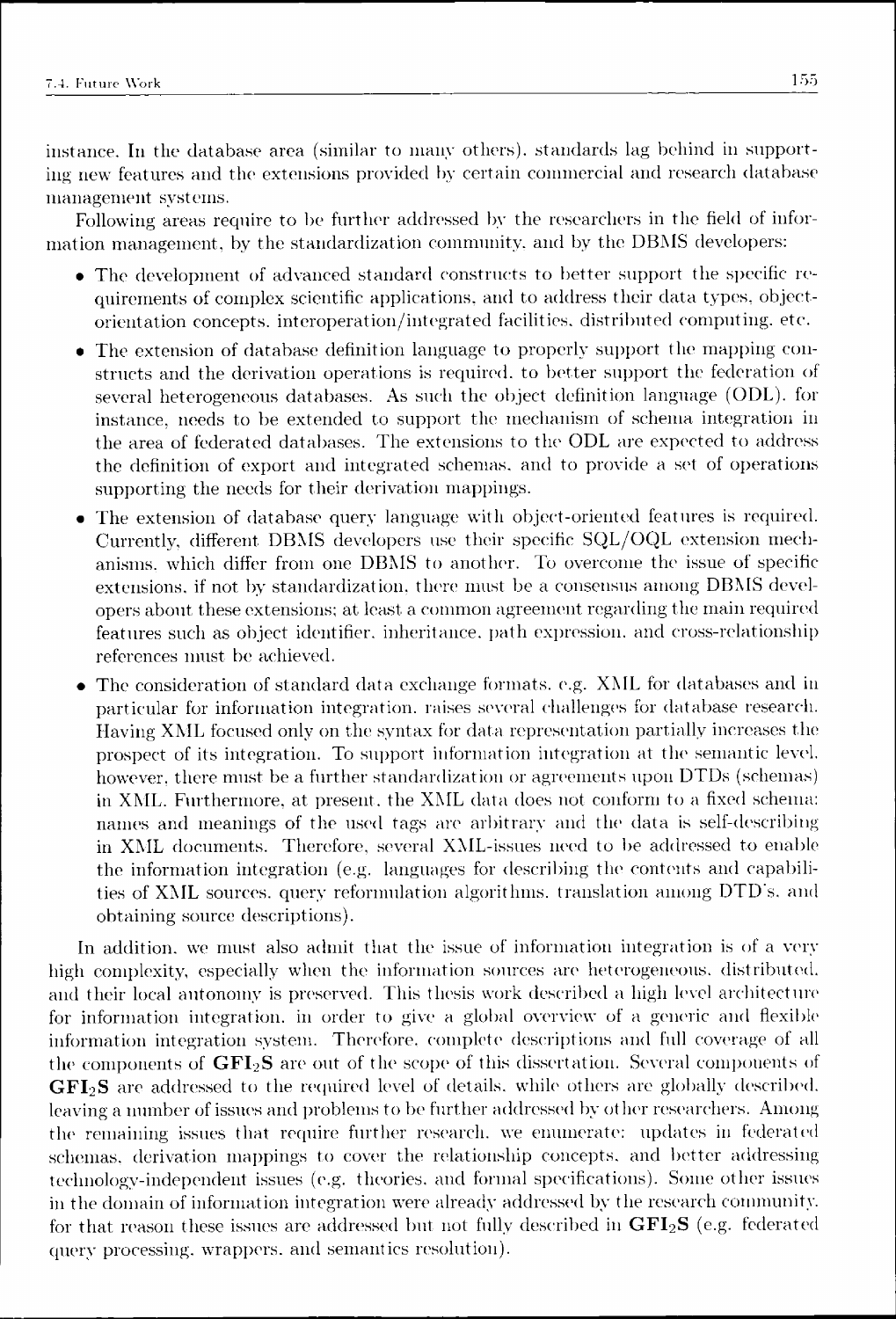instance. In the database area (similar to many others), standards lag behind in supporting new features and the extensions provided by certain commercial and research database management systems.

Following areas require to be further addressed by the researchers in the field of information management, by the standardization community, and by the DBMS developers:

- The development of advanced standard constructs to better support the specific requirements of complex scientific applications, and to address their data types, object-orientation concepts, interoperation/integrated facilities, distributed computing, etc.
- The extension of database definition language to properly support the mapping constructs and the derivation operations is required, to better support the federation of several heterogeneous databases. As such the object definition language (ODL), for instance, needs to be extended to support the mechanism of schema integration in the area of federated databases. The extensions to the ODL are expected to address the definition of export and integrated schemas, and to provide a set of operations supporting the needs for their derivation mappings.
- The extension of database query language with object-oriented features is required. Currently, different DBMS developers use their specific SQL/OQL extension mechanisms, which differ from one DBMS to another. To overcome the issue of specific extensions, if not by standardization, there must be a consensus among DBMS developers about these extensions; at least a common agreement regarding the main required features such as object identifier, inheritance, path expression, and cross-relationship references must be achieved.
- The consideration of standard data exchange formats, e.g. XML for databases and in particular for information integration, raises several challenges for database research. Having XML focused only on the syntax for data representation partially increases the prospect of its integration. To support information integration at the semantic level, however, there must be a further standardization or agreements upon DTDs (schemas) in XML. Furthermore, at present, the XML data does not conform to a fixed schema: names and meanings of the used tags are arbitrary and the data is self-describing in XML documents. Therefore, several XML-issues need to be addressed to enable the information integration (e.g. languages for describing the contents and capabilities of XML sources, query reformulation algorithms, translation among DTD's, and obtaining source descriptions).

In addition, we must also admit that the issue of information integration is of a very high complexity, especially when the information sources are heterogeneous, distributed, and their local autonomy is preserved. This thesis work described a high level architecture for information integration, in order to give a global overview of a generic and flexible information integration system. Therefore, complete descriptions and full coverage of all the components of **GFI$_2$S** are out of the scope of this dissertation. Several components of **GFI$_2$S** are addressed to the required level of details, while others are globally described, leaving a number of issues and problems to be further addressed by other researchers. Among the remaining issues that require further research, we enumerate: updates in federated schemas, derivation mappings to cover the relationship concepts, and better addressing technology-independent issues (e.g. theories, and formal specifications). Some other issues in the domain of information integration were already addressed by the research community, for that reason these issues are addressed but not fully described in **GFI$_2$S** (e.g. federated query processing, wrappers, and semantics resolution).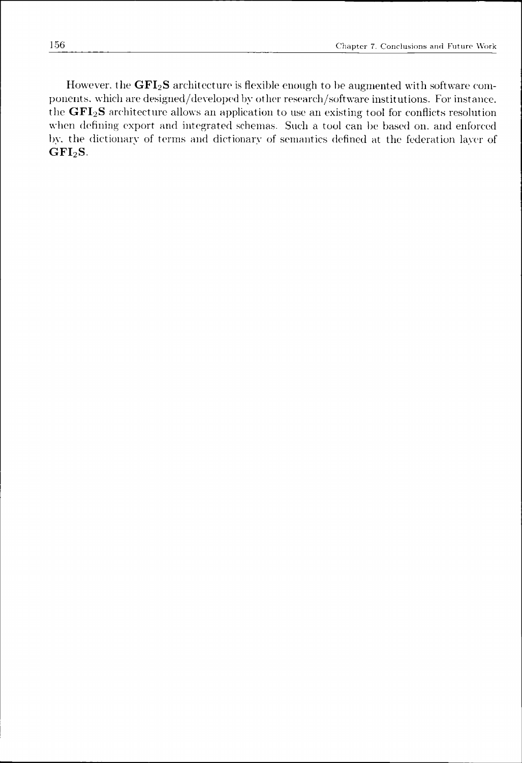However, the $\mathbf{GFI_2S}$ architecture is flexible enough to be augmented with software components, which are designed/developed by other research/software institutions. For instance, the $\mathbf{GFI_2S}$ architecture allows an application to use an existing tool for conflicts resolution when defining export and integrated schemas. Such a tool can be based on, and enforced by, the dictionary of terms and dictionary of semantics defined at the federation layer of $\mathbf{GFI_2S}$.